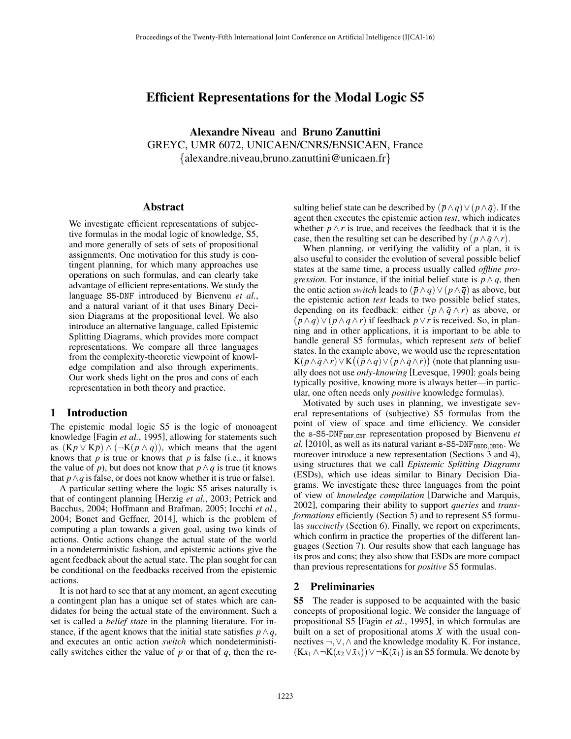# Efficient Representations for the Modal Logic S5

**Alexandre Niveau** and **Bruno Zanuttini**
GREYC, UMR 6072, UNICAEN/CNRS/ENSICAEN, France
{alexandre.niveau,bruno.zanuttini@unicaen.fr}

## Abstract

We investigate efficient representations of subjective formulas in the modal logic of knowledge, S5, and more generally of sets of sets of propositional assignments. One motivation for this study is contingent planning, for which many approaches use operations on such formulas, and can clearly take advantage of efficient representations. We study the language S5-DNF introduced by Bienvenu *et al.*, and a natural variant of it that uses Binary Decision Diagrams at the propositional level. We also introduce an alternative language, called Epistemic Splitting Diagrams, which provides more compact representations. We compare all three languages from the complexity-theoretic viewpoint of knowledge compilation and also through experiments. Our work sheds light on the pros and cons of each representation in both theory and practice.

## 1 Introduction

The epistemic modal logic S5 is the logic of monoagent knowledge [Fagin *et al.*, 1995], allowing for statements such as $(\mathrm{K}p \vee \mathrm{K}\bar{p}) \wedge (\neg\mathrm{K}(p \wedge q))$, which means that the agent knows that $p$ is true or knows that $p$ is false (i.e., it knows the value of $p$), but does not know that $p \wedge q$ is true (it knows that $p \wedge q$ is false, or does not know whether it is true or false).

A particular setting where the logic S5 arises naturally is that of contingent planning [Herzig *et al.*, 2003; Petrick and Bacchus, 2004; Hoffmann and Brafman, 2005; Iocchi *et al.*, 2004; Bonet and Geffner, 2014], which is the problem of computing a plan towards a given goal, using two kinds of actions. Ontic actions change the actual state of the world in a nondeterministic fashion, and epistemic actions give the agent feedback about the actual state. The plan sought for can be conditional on the feedbacks received from the epistemic actions.

It is not hard to see that at any moment, an agent executing a contingent plan has a unique set of states which are candidates for being the actual state of the environment. Such a set is called a *belief state* in the planning literature. For instance, if the agent knows that the initial state satisfies $p \wedge q$, and executes an ontic action *switch* which nondeterministically switches either the value of $p$ or that of $q$, then the resulting belief state can be described by $(\bar{p} \wedge q) \vee (p \wedge \bar{q})$. If the agent then executes the epistemic action *test*, which indicates whether $p \wedge r$ is true, and receives the feedback that it is the case, then the resulting set can be described by $(p \wedge \bar{q} \wedge r)$.

When planning, or verifying the validity of a plan, it is also useful to consider the evolution of several possible belief states at the same time, a process usually called *offline progression*. For instance, if the initial belief state is $p \wedge q$, then the ontic action *switch* leads to $(\bar{p} \wedge q) \vee (p \wedge \bar{q})$ as above, but the epistemic action *test* leads to two possible belief states, depending on its feedback: either $(p \wedge \bar{q} \wedge r)$ as above, or $(\bar{p} \wedge q) \vee (p \wedge \bar{q} \wedge \bar{r})$ if feedback $\bar{p} \vee \bar{r}$ is received. So, in planning and in other applications, it is important to be able to handle general S5 formulas, which represent *sets* of belief states. In the example above, we would use the representation $\mathrm{K}(p \wedge \bar{q} \wedge r) \vee \mathrm{K}\big((\bar{p} \wedge q) \vee (p \wedge \bar{q} \wedge \bar{r})\big)$ (note that planning usually does not use *only-knowing* [Levesque, 1990]: goals being typically positive, knowing more is always better—in particular, one often needs only *positive* knowledge formulas).

Motivated by such uses in planning, we investigate several representations of (subjective) S5 formulas from the point of view of space and time efficiency. We consider the s-S5-DNF$_{\texttt{DNF},\texttt{CNF}}$ representation proposed by Bienvenu *et al.* [2010], as well as its natural variant s-S5-DNF$_{\texttt{OBDD},\texttt{OBDD}}$. We moreover introduce a new representation (Sections 3 and 4), using structures that we call *Epistemic Splitting Diagrams* (ESDs), which use ideas similar to Binary Decision Diagrams. We investigate these three languages from the point of view of *knowledge compilation* [Darwiche and Marquis, 2002], comparing their ability to support *queries* and *transformations* efficiently (Section 5) and to represent S5 formulas *succinctly* (Section 6). Finally, we report on experiments, which confirm in practice the properties of the different languages (Section 7). Our results show that each language has its pros and cons; they also show that ESDs are more compact than previous representations for *positive* S5 formulas.

## 2 Preliminaries

**S5** The reader is supposed to be acquainted with the basic concepts of propositional logic. We consider the language of propositional S5 [Fagin *et al.*, 1995], in which formulas are built on a set of propositional atoms $X$ with the usual connectives $\neg, \vee, \wedge$ and the knowledge modality K. For instance, $(\mathrm{K}x_1 \wedge \neg\mathrm{K}(x_2 \vee \bar{x}_3)) \vee \neg\mathrm{K}(\bar{x}_1)$ is an S5 formula. We denote by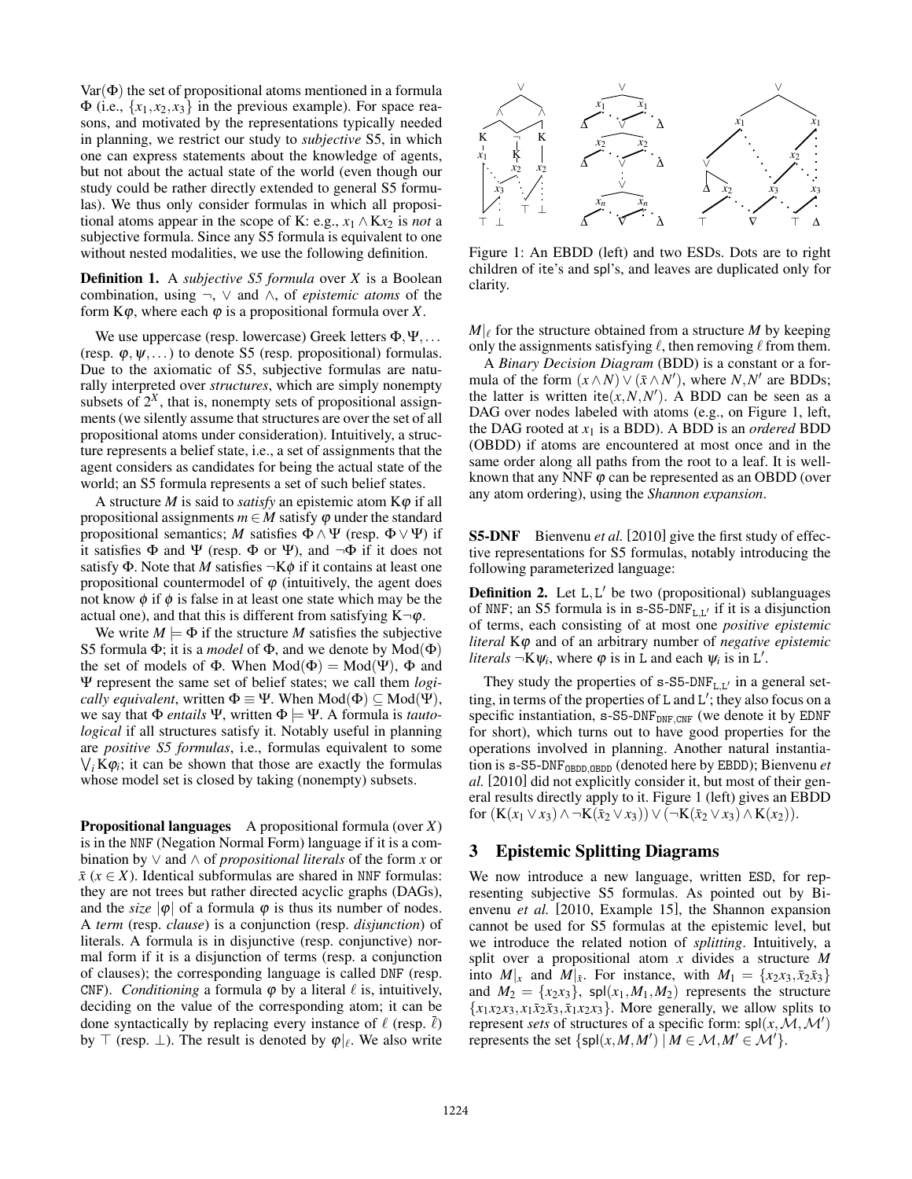$\text{Var}(\Phi)$ the set of propositional atoms mentioned in a formula $\Phi$ (i.e., $\{x_1, x_2, x_3\}$ in the previous example). For space reasons, and motivated by the representations typically needed in planning, we restrict our study to *subjective* S5, in which one can express statements about the knowledge of agents, but not about the actual state of the world (even though our study could be rather directly extended to general S5 formulas). We thus only consider formulas in which all propositional atoms appear in the scope of K: e.g., $x_1 \wedge \mathrm{K}x_2$ is *not* a subjective formula. Since any S5 formula is equivalent to one without nested modalities, we use the following definition.

**Definition 1.** A *subjective S5 formula* over $X$ is a Boolean combination, using $\neg$, $\vee$ and $\wedge$, of *epistemic atoms* of the form $\mathrm{K}\varphi$, where each $\varphi$ is a propositional formula over $X$.

We use uppercase (resp. lowercase) Greek letters $\Phi, \Psi, \ldots$ (resp. $\varphi, \psi, \ldots$) to denote S5 (resp. propositional) formulas. Due to the axiomatic of S5, subjective formulas are naturally interpreted over *structures*, which are simply nonempty subsets of $2^X$, that is, nonempty sets of propositional assignments (we silently assume that structures are over the set of all propositional atoms under consideration). Intuitively, a structure represents a belief state, i.e., a set of assignments that the agent considers as candidates for being the actual state of the world; an S5 formula represents a set of such belief states.

A structure $M$ is said to *satisfy* an epistemic atom $\mathrm{K}\varphi$ if all propositional assignments $m \in M$ satisfy $\varphi$ under the standard propositional semantics; $M$ satisfies $\Phi \wedge \Psi$ (resp. $\Phi \vee \Psi$) if it satisfies $\Phi$ and $\Psi$ (resp. $\Phi$ or $\Psi$), and $\neg\Phi$ if it does not satisfy $\Phi$. Note that $M$ satisfies $\neg\mathrm{K}\phi$ if it contains at least one propositional countermodel of $\varphi$ (intuitively, the agent does not know $\phi$ if $\phi$ is false in at least one state which may be the actual one), and that this is different from satisfying $\mathrm{K}\neg\varphi$.

We write $M \models \Phi$ if the structure $M$ satisfies the subjective S5 formula $\Phi$; it is a *model* of $\Phi$, and we denote by $\text{Mod}(\Phi)$ the set of models of $\Phi$. When $\text{Mod}(\Phi) = \text{Mod}(\Psi)$, $\Phi$ and $\Psi$ represent the same set of belief states; we call them *logically equivalent*, written $\Phi \equiv \Psi$. When $\text{Mod}(\Phi) \subseteq \text{Mod}(\Psi)$, we say that $\Phi$ *entails* $\Psi$, written $\Phi \models \Psi$. A formula is *tautological* if all structures satisfy it. Notably useful in planning are *positive S5 formulas*, i.e., formulas equivalent to some $\bigvee_i \mathrm{K}\varphi_i$; it can be shown that those are exactly the formulas whose model set is closed by taking (nonempty) subsets.

**Propositional languages** A propositional formula (over $X$) is in the NNF (Negation Normal Form) language if it is a combination by $\vee$ and $\wedge$ of *propositional literals* of the form $x$ or $\bar{x}$ ($x \in X$). Identical subformulas are shared in NNF formulas: they are not trees but rather directed acyclic graphs (DAGs), and the *size* $|\varphi|$ of a formula $\varphi$ is thus its number of nodes. A *term* (resp. *clause*) is a conjunction (resp. *disjunction*) of literals. A formula is in disjunctive (resp. conjunctive) normal form if it is a disjunction of terms (resp. a conjunction of clauses); the corresponding language is called DNF (resp. CNF). *Conditioning* a formula $\varphi$ by a literal $\ell$ is, intuitively, deciding on the value of the corresponding atom; it can be done syntactically by replacing every instance of $\ell$ (resp. $\bar{\ell}$) by $\top$ (resp. $\bot$). The result is denoted by $\varphi|_\ell$. We also write $M|_\ell$ for the structure obtained from a structure $M$ by keeping only the assignments satisfying $\ell$, then removing $\ell$ from them.

A *Binary Decision Diagram* (BDD) is a constant or a formula of the form $(x \wedge N) \vee (\bar{x} \wedge N')$, where $N, N'$ are BDDs; the latter is written $\text{ite}(x, N, N')$. A BDD can be seen as a DAG over nodes labeled with atoms (e.g., on Figure 1, left, the DAG rooted at $x_1$ is a BDD). A BDD is an *ordered* BDD (OBDD) if atoms are encountered at most once and in the same order along all paths from the root to a leaf. It is well-known that any NNF $\varphi$ can be represented as an OBDD (over any atom ordering), using the *Shannon expansion*.

Figure 1: An EBDD (left) and two ESDs. Dots are to right children of ite's and spl's, and leaves are duplicated only for clarity.

**S5-DNF** Bienvenu *et al.* [2010] give the first study of effective representations for S5 formulas, notably introducing the following parameterized language:

**Definition 2.** Let $\mathtt{L}, \mathtt{L}'$ be two (propositional) sublanguages of NNF; an S5 formula is in $\mathtt{s\text{-}S5\text{-}DNF}_{\mathtt{L},\mathtt{L}'}$ if it is a disjunction of terms, each consisting of at most one *positive epistemic literal* $\mathrm{K}\varphi$ and of an arbitrary number of *negative epistemic literals* $\neg\mathrm{K}\psi_i$, where $\varphi$ is in $\mathtt{L}$ and each $\psi_i$ is in $\mathtt{L}'$.

They study the properties of $\mathtt{s\text{-}S5\text{-}DNF}_{\mathtt{L},\mathtt{L}'}$ in a general setting, in terms of the properties of $\mathtt{L}$ and $\mathtt{L}'$; they also focus on a specific instantiation, $\mathtt{s\text{-}S5\text{-}DNF}_{\mathtt{DNF},\mathtt{CNF}}$ (we denote it by EDNF for short), which turns out to have good properties for the operations involved in planning. Another natural instantiation is $\mathtt{s\text{-}S5\text{-}DNF}_{\mathtt{OBDD},\mathtt{OBDD}}$ (denoted here by EBDD); Bienvenu *et al.* [2010] did not explicitly consider it, but most of their general results directly apply to it. Figure 1 (left) gives an EBDD for $(\mathrm{K}(x_1 \vee x_3) \wedge \neg\mathrm{K}(\bar{x}_2 \vee x_3)) \vee (\neg\mathrm{K}(\bar{x}_2 \vee x_3) \wedge \mathrm{K}(x_2))$.

## 3 Epistemic Splitting Diagrams

We now introduce a new language, written ESD, for representing subjective S5 formulas. As pointed out by Bienvenu *et al.* [2010, Example 15], the Shannon expansion cannot be used for S5 formulas at the epistemic level, but we introduce the related notion of *splitting*. Intuitively, a split over a propositional atom $x$ divides a structure $M$ into $M|_x$ and $M|_{\bar{x}}$. For instance, with $M_1 = \{x_2x_3, \bar{x}_2\bar{x}_3\}$ and $M_2 = \{x_2x_3\}$, $\text{spl}(x_1, M_1, M_2)$ represents the structure $\{x_1x_2x_3, x_1\bar{x}_2\bar{x}_3, \bar{x}_1x_2x_3\}$. More generally, we allow splits to represent *sets* of structures of a specific form: $\text{spl}(x, \mathcal{M}, \mathcal{M}')$ represents the set $\{\text{spl}(x, M, M') \mid M \in \mathcal{M}, M' \in \mathcal{M}'\}$.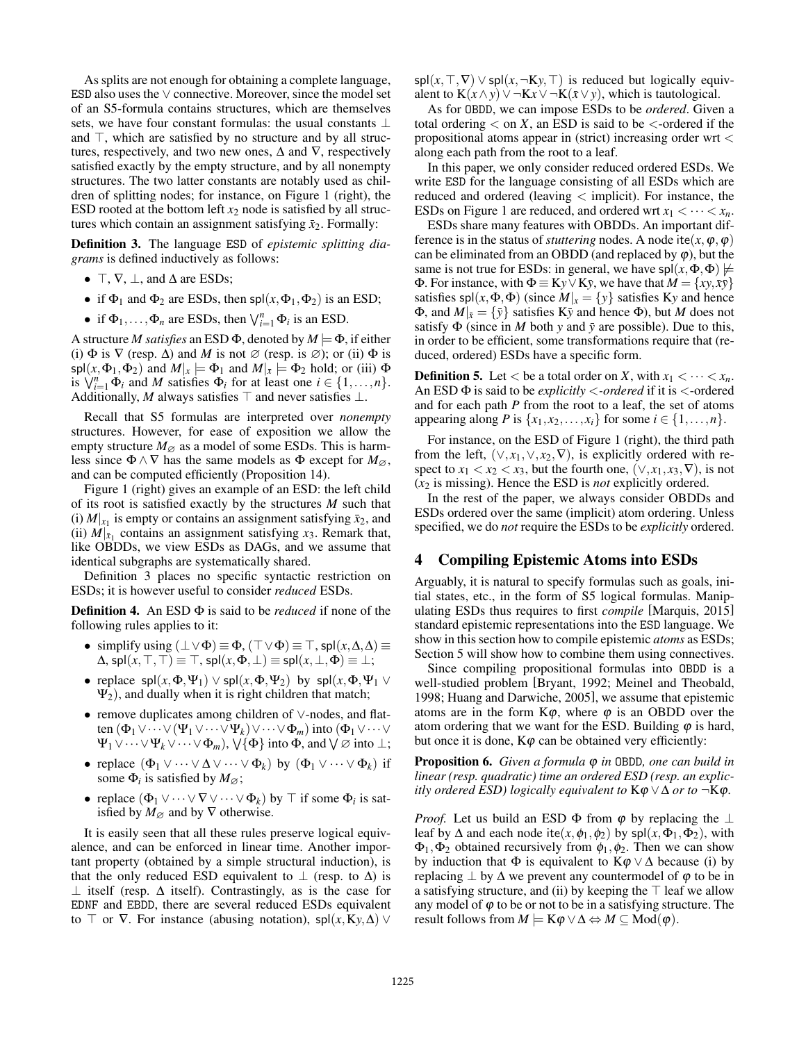As splits are not enough for obtaining a complete language, ESD also uses the $\vee$ connective. Moreover, since the model set of an S5-formula contains structures, which are themselves sets, we have four constant formulas: the usual constants $\bot$ and $\top$, which are satisfied by no structure and by all structures, respectively, and two new ones, $\Delta$ and $\nabla$, respectively satisfied exactly by the empty structure, and by all nonempty structures. The two latter constants are notably used as children of splitting nodes; for instance, on Figure 1 (right), the ESD rooted at the bottom left $x_2$ node is satisfied by all structures which contain an assignment satisfying $\bar{x}_2$. Formally:

**Definition 3.** The language ESD of *epistemic splitting diagrams* is defined inductively as follows:

- $\top$, $\nabla$, $\bot$, and $\Delta$ are ESDs;
- if $\Phi_1$ and $\Phi_2$ are ESDs, then $\mathsf{spl}(x, \Phi_1, \Phi_2)$ is an ESD;
- if $\Phi_1, \dots, \Phi_n$ are ESDs, then $\bigvee_{i=1}^n \Phi_i$ is an ESD.

A structure $M$ *satisfies* an ESD $\Phi$, denoted by $M \models \Phi$, if either (i) $\Phi$ is $\nabla$ (resp. $\Delta$) and $M$ is not $\varnothing$ (resp. is $\varnothing$); or (ii) $\Phi$ is $\mathsf{spl}(x, \Phi_1, \Phi_2)$ and $M|_x \models \Phi_1$ and $M|_{\bar{x}} \models \Phi_2$ hold; or (iii) $\Phi$ is $\bigvee_{i=1}^n \Phi_i$ and $M$ satisfies $\Phi_i$ for at least one $i \in \{1, \dots, n\}$. Additionally, $M$ always satisfies $\top$ and never satisfies $\bot$.

Recall that S5 formulas are interpreted over *nonempty* structures. However, for ease of exposition we allow the empty structure $M_\varnothing$ as a model of some ESDs. This is harmless since $\Phi \wedge \nabla$ has the same models as $\Phi$ except for $M_\varnothing$, and can be computed efficiently (Proposition 14).

Figure 1 (right) gives an example of an ESD: the left child of its root is satisfied exactly by the structures $M$ such that (i) $M|_{x_1}$ is empty or contains an assignment satisfying $\bar{x}_2$, and (ii) $M|_{\bar{x}_1}$ contains an assignment satisfying $x_3$. Remark that, like OBDDs, we view ESDs as DAGs, and we assume that identical subgraphs are systematically shared.

Definition 3 places no specific syntactic restriction on ESDs; it is however useful to consider *reduced* ESDs.

**Definition 4.** An ESD $\Phi$ is said to be *reduced* if none of the following rules applies to it:

- simplify using $(\bot \vee \Phi) \equiv \Phi$, $(\top \vee \Phi) \equiv \top$, $\mathsf{spl}(x, \Delta, \Delta) \equiv \Delta$, $\mathsf{spl}(x, \top, \top) \equiv \top$, $\mathsf{spl}(x, \Phi, \bot) \equiv \mathsf{spl}(x, \bot, \Phi) \equiv \bot$;
- replace $\mathsf{spl}(x, \Phi, \Psi_1) \vee \mathsf{spl}(x, \Phi, \Psi_2)$ by $\mathsf{spl}(x, \Phi, \Psi_1 \vee \Psi_2)$, and dually when it is right children that match;
- remove duplicates among children of $\vee$-nodes, and flatten $(\Phi_1 \vee \cdots \vee (\Psi_1 \vee \cdots \vee \Psi_k) \vee \cdots \vee \Phi_m)$ into $(\Phi_1 \vee \cdots \vee \Psi_1 \vee \cdots \vee \Psi_k \vee \cdots \vee \Phi_m)$, $\bigvee\{\Phi\}$ into $\Phi$, and $\bigvee \varnothing$ into $\bot$;
- replace $(\Phi_1 \vee \cdots \vee \Delta \vee \cdots \vee \Phi_k)$ by $(\Phi_1 \vee \cdots \vee \Phi_k)$ if some $\Phi_i$ is satisfied by $M_\varnothing$;
- replace $(\Phi_1 \vee \cdots \vee \nabla \vee \cdots \vee \Phi_k)$ by $\top$ if some $\Phi_i$ is satisfied by $M_\varnothing$ and by $\nabla$ otherwise.

It is easily seen that all these rules preserve logical equivalence, and can be enforced in linear time. Another important property (obtained by a simple structural induction), is that the only reduced ESD equivalent to $\bot$ (resp. to $\Delta$) is $\bot$ itself (resp. $\Delta$ itself). Contrastingly, as is the case for EDNF and EBDD, there are several reduced ESDs equivalent to $\top$ or $\nabla$. For instance (abusing notation), $\mathsf{spl}(x, \mathbf{K}y, \Delta) \vee \mathsf{spl}(x, \top, \nabla) \vee \mathsf{spl}(x, \neg\mathbf{K}y, \top)$ is reduced but logically equivalent to $\mathbf{K}(x \wedge y) \vee \neg\mathbf{K}x \vee \neg\mathbf{K}(\bar{x} \vee y)$, which is tautological.

As for OBDD, we can impose ESDs to be *ordered*. Given a total ordering $<$ on $X$, an ESD is said to be $<$-ordered if the propositional atoms appear in (strict) increasing order wrt $<$ along each path from the root to a leaf.

In this paper, we only consider reduced ordered ESDs. We write ESD for the language consisting of all ESDs which are reduced and ordered (leaving $<$ implicit). For instance, the ESDs on Figure 1 are reduced, and ordered wrt $x_1 < \cdots < x_n$.

ESDs share many features with OBDDs. An important difference is in the status of *stuttering* nodes. A node $\mathsf{ite}(x, \varphi, \varphi)$ can be eliminated from an OBDD (and replaced by $\varphi$), but the same is not true for ESDs: in general, we have $\mathsf{spl}(x, \Phi, \Phi) \not\models \Phi$. For instance, with $\Phi \equiv \mathbf{K}y \vee \mathbf{K}\bar{y}$, we have that $M = \{xy, \bar{x}\bar{y}\}$ satisfies $\mathsf{spl}(x, \Phi, \Phi)$ (since $M|_x = \{y\}$ satisfies $\mathbf{K}y$ and hence $\Phi$, and $M|_{\bar{x}} = \{\bar{y}\}$ satisfies $\mathbf{K}\bar{y}$ and hence $\Phi$), but $M$ does not satisfy $\Phi$ (since in $M$ both $y$ and $\bar{y}$ are possible). Due to this, in order to be efficient, some transformations require that (reduced, ordered) ESDs have a specific form.

**Definition 5.** Let $<$ be a total order on $X$, with $x_1 < \cdots < x_n$. An ESD $\Phi$ is said to be *explicitly $<$-ordered* if it is $<$-ordered and for each path $P$ from the root to a leaf, the set of atoms appearing along $P$ is $\{x_1, x_2, \dots, x_i\}$ for some $i \in \{1, \dots, n\}$.

For instance, on the ESD of Figure 1 (right), the third path from the left, $(\vee, x_1, \vee, x_2, \nabla)$, is explicitly ordered with respect to $x_1 < x_2 < x_3$, but the fourth one, $(\vee, x_1, x_3, \nabla)$, is not ($x_2$ is missing). Hence the ESD is *not* explicitly ordered.

In the rest of the paper, we always consider OBDDs and ESDs ordered over the same (implicit) atom ordering. Unless specified, we do *not* require the ESDs to be *explicitly* ordered.

## 4 Compiling Epistemic Atoms into ESDs

Arguably, it is natural to specify formulas such as goals, initial states, etc., in the form of S5 logical formulas. Manipulating ESDs thus requires to first *compile* [Marquis, 2015] standard epistemic representations into the ESD language. We show in this section how to compile epistemic *atoms* as ESDs; Section 5 will show how to combine them using connectives.

Since compiling propositional formulas into OBDD is a well-studied problem [Bryant, 1992; Meinel and Theobald, 1998; Huang and Darwiche, 2005], we assume that epistemic atoms are in the form $\mathbf{K}\varphi$, where $\varphi$ is an OBDD over the atom ordering that we want for the ESD. Building $\varphi$ is hard, but once it is done, $\mathbf{K}\varphi$ can be obtained very efficiently:

**Proposition 6.** *Given a formula $\varphi$ in* OBDD*, one can build in linear time (resp. quadratic) time an ordered ESD (resp. an explicitly ordered ESD) logically equivalent to $\mathbf{K}\varphi \vee \Delta$ or to $\neg\mathbf{K}\varphi$.*

*Proof.* Let us build an ESD $\Phi$ from $\varphi$ by replacing the $\bot$ leaf by $\Delta$ and each node $\mathsf{ite}(x, \phi_1, \phi_2)$ by $\mathsf{spl}(x, \Phi_1, \Phi_2)$, with $\Phi_1, \Phi_2$ obtained recursively from $\phi_1, \phi_2$. Then we can show by induction that $\Phi$ is equivalent to $\mathbf{K}\varphi \vee \Delta$ because (i) by replacing $\bot$ by $\Delta$ we prevent any countermodel of $\varphi$ to be in a satisfying structure, and (ii) by keeping the $\top$ leaf we allow any model of $\varphi$ to be or not to be in a satisfying structure. The result follows from $M \models \mathbf{K}\varphi \vee \Delta \Leftrightarrow M \subseteq \mathrm{Mod}(\varphi)$.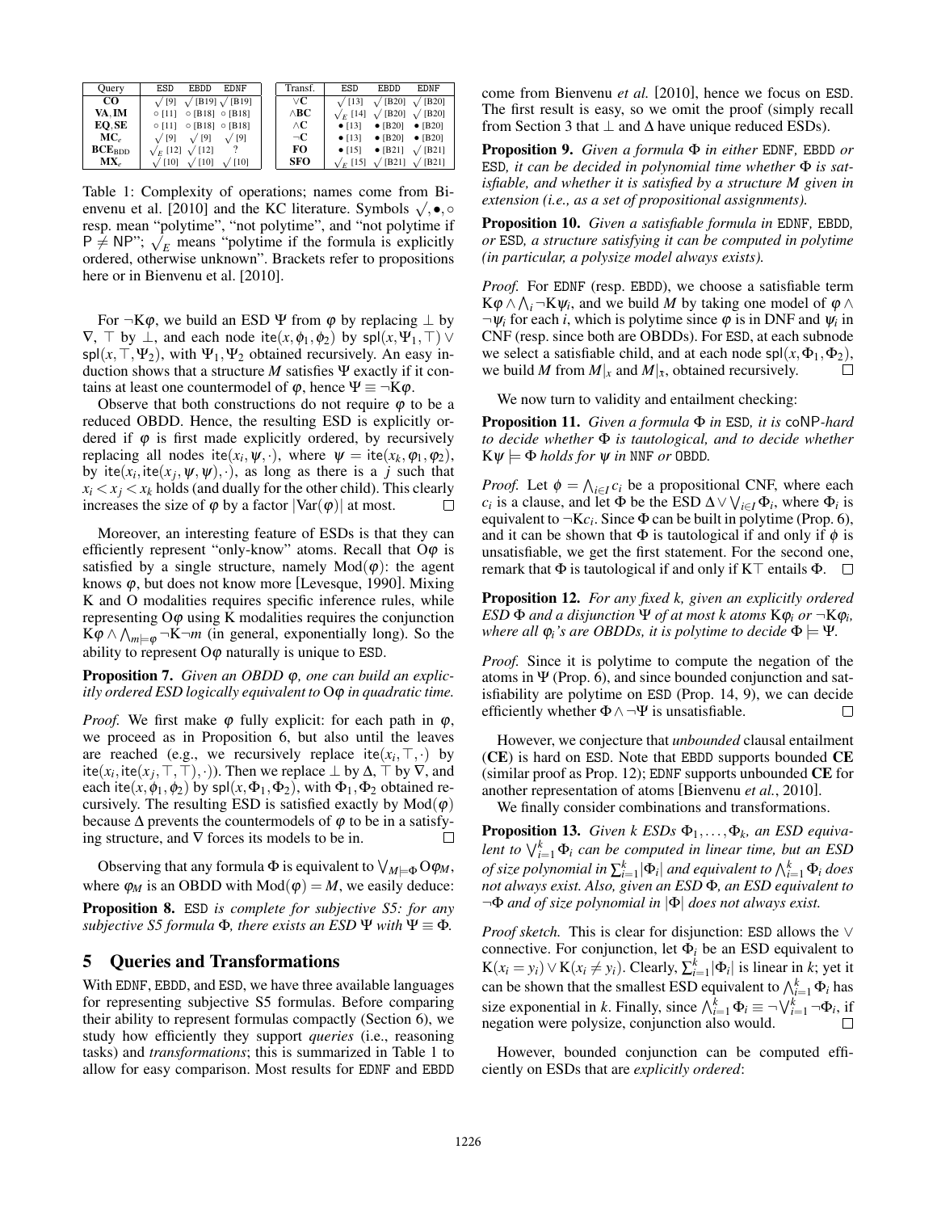| Query | ESD | EBDD | EDNF |
|---|---|---|---|
| **CO** | √ [9] | √ [B19] | √ [B19] |
| **VA**, **IM** | ∘ [11] | ∘ [B18] | ∘ [B18] |
| **EQ**, **SE** | ∘ [11] | ∘ [B18] | ∘ [B18] |
| $\mathbf{MC}_e$ | √ [9] | √ [9] | √ [9] |
| $\mathbf{BCE}_{\text{BDD}}$ | $\surd_E$ [12] | √ [12] | ? |
| $\mathbf{MX}_e$ | √ [10] | √ [10] | √ [10] |

| Transf. | ESD | EBDD | EDNF |
|---|---|---|---|
| $\vee$**C** | √ [13] | √ [B20] | √ [B20] |
| $\wedge$**BC** | $\surd_E$ [14] | √ [B20] | √ [B20] |
| $\wedge$**C** | • [13] | • [B20] | • [B20] |
| $\neg$**C** | • [13] | • [B20] | • [B20] |
| **FO** | • [15] | • [B21] | √ [B21] |
| **SFO** | $\surd_E$ [15] | √ [B21] | √ [B21] |

Table 1: Complexity of operations; names come from Bienvenu et al. [2010] and the KC literature. Symbols √, •, ∘ resp. mean "polytime", "not polytime", and "not polytime if P ≠ NP"; $\surd_E$ means "polytime if the formula is explicitly ordered, otherwise unknown". Brackets refer to propositions here or in Bienvenu et al. [2010].

For $\neg K\varphi$, we build an ESD $\Psi$ from $\varphi$ by replacing $\bot$ by $\nabla$, $\top$ by $\bot$, and each node $\text{ite}(x, \phi_1, \phi_2)$ by $\text{spl}(x, \Psi_1, \top) \vee \text{spl}(x, \top, \Psi_2)$, with $\Psi_1, \Psi_2$ obtained recursively. An easy induction shows that a structure $M$ satisfies $\Psi$ exactly if it contains at least one countermodel of $\varphi$, hence $\Psi \equiv \neg K\varphi$.

Observe that both constructions do not require $\varphi$ to be a reduced OBDD. Hence, the resulting ESD is explicitly ordered if $\varphi$ is first made explicitly ordered, by recursively replacing all nodes $\text{ite}(x_i, \psi, \cdot)$, where $\psi = \text{ite}(x_k, \varphi_1, \varphi_2)$, by $\text{ite}(x_i, \text{ite}(x_j, \psi, \psi), \cdot)$, as long as there is a $j$ such that $x_i < x_j < x_k$ holds (and dually for the other child). This clearly increases the size of $\varphi$ by a factor $|\text{Var}(\varphi)|$ at most. □

Moreover, an interesting feature of ESDs is that they can efficiently represent "only-know" atoms. Recall that $O\varphi$ is satisfied by a single structure, namely $\text{Mod}(\varphi)$: the agent knows $\varphi$, but does not know more [Levesque, 1990]. Mixing K and O modalities requires specific inference rules, while representing $O\varphi$ using K modalities requires the conjunction $K\varphi \wedge \bigwedge_{m \models \varphi} \neg K \neg m$ (in general, exponentially long). So the ability to represent $O\varphi$ naturally is unique to ESD.

**Proposition 7.** *Given an OBDD $\varphi$, one can build an explicitly ordered ESD logically equivalent to $O\varphi$ in quadratic time.*

*Proof.* We first make $\varphi$ fully explicit: for each path in $\varphi$, we proceed as in Proposition 6, but also until the leaves are reached (e.g., we recursively replace $\text{ite}(x_i, \top, \cdot)$ by $\text{ite}(x_i, \text{ite}(x_j, \top, \top), \cdot)$). Then we replace $\bot$ by $\Delta$, $\top$ by $\nabla$, and each $\text{ite}(x, \phi_1, \phi_2)$ by $\text{spl}(x, \Phi_1, \Phi_2)$, with $\Phi_1, \Phi_2$ obtained recursively. The resulting ESD is satisfied exactly by $\text{Mod}(\varphi)$ because $\Delta$ prevents the countermodels of $\varphi$ to be in a satisfying structure, and $\nabla$ forces its models to be in. □

Observing that any formula $\Phi$ is equivalent to $\bigvee_{M \models \Phi} O\varphi_M$, where $\varphi_M$ is an OBDD with $\text{Mod}(\varphi) = M$, we easily deduce:

**Proposition 8.** ESD *is complete for subjective S5: for any subjective S5 formula $\Phi$, there exists an ESD $\Psi$ with $\Psi \equiv \Phi$.*

## 5 Queries and Transformations

With EDNF, EBDD, and ESD, we have three available languages for representing subjective S5 formulas. Before comparing their ability to represent formulas compactly (Section 6), we study how efficiently they support *queries* (i.e., reasoning tasks) and *transformations*; this is summarized in Table 1 to allow for easy comparison. Most results for EDNF and EBDD come from Bienvenu *et al.* [2010], hence we focus on ESD. The first result is easy, so we omit the proof (simply recall from Section 3 that $\bot$ and $\Delta$ have unique reduced ESDs).

**Proposition 9.** *Given a formula $\Phi$ in either* EDNF, EBDD *or* ESD, *it can be decided in polynomial time whether $\Phi$ is satisfiable, and whether it is satisfied by a structure $M$ given in extension (i.e., as a set of propositional assignments).*

**Proposition 10.** *Given a satisfiable formula in* EDNF, EBDD, *or* ESD, *a structure satisfying it can be computed in polytime (in particular, a polysize model always exists).*

*Proof.* For EDNF (resp. EBDD), we choose a satisfiable term $K\varphi \wedge \bigwedge_i \neg K\psi_i$, and we build $M$ by taking one model of $\varphi \wedge \neg\psi_i$ for each $i$, which is polytime since $\varphi$ is in DNF and $\psi_i$ in CNF (resp. since both are OBDDs). For ESD, at each subnode we select a satisfiable child, and at each node $\text{spl}(x, \Phi_1, \Phi_2)$, we build $M$ from $M|_x$ and $M|_{\bar{x}}$, obtained recursively. □

We now turn to validity and entailment checking:

**Proposition 11.** *Given a formula $\Phi$ in* ESD, *it is* coNP*-hard to decide whether $\Phi$ is tautological, and to decide whether $K\psi \models \Phi$ holds for $\psi$ in* NNF *or* OBDD.

*Proof.* Let $\phi = \bigwedge_{i \in I} c_i$ be a propositional CNF, where each $c_i$ is a clause, and let $\Phi$ be the ESD $\Delta \vee \bigvee_{i \in I} \Phi_i$, where $\Phi_i$ is equivalent to $\neg K c_i$. Since $\Phi$ can be built in polytime (Prop. 6), and it can be shown that $\Phi$ is tautological if and only if $\phi$ is unsatisfiable, we get the first statement. For the second one, remark that $\Phi$ is tautological if and only if $K\top$ entails $\Phi$. □

**Proposition 12.** *For any fixed $k$, given an explicitly ordered ESD $\Phi$ and a disjunction $\Psi$ of at most $k$ atoms $K\varphi_i$ or $\neg K\varphi_i$, where all $\varphi_i$'s are OBDDs, it is polytime to decide $\Phi \models \Psi$.*

*Proof.* Since it is polytime to compute the negation of the atoms in $\Psi$ (Prop. 6), and since bounded conjunction and satisfiability are polytime on ESD (Prop. 14, 9), we can decide efficiently whether $\Phi \wedge \neg\Psi$ is unsatisfiable. □

However, we conjecture that *unbounded* clausal entailment (**CE**) is hard on ESD. Note that EBDD supports bounded **CE** (similar proof as Prop. 12); EDNF supports unbounded **CE** for another representation of atoms [Bienvenu *et al.*, 2010].

We finally consider combinations and transformations.

**Proposition 13.** *Given $k$ ESDs $\Phi_1, \ldots, \Phi_k$, an ESD equivalent to $\bigvee_{i=1}^{k} \Phi_i$ can be computed in linear time, but an ESD of size polynomial in $\sum_{i=1}^{k} |\Phi_i|$ and equivalent to $\bigwedge_{i=1}^{k} \Phi_i$ does not always exist. Also, given an ESD $\Phi$, an ESD equivalent to $\neg\Phi$ and of size polynomial in $|\Phi|$ does not always exist.*

*Proof sketch.* This is clear for disjunction: ESD allows the $\vee$ connective. For conjunction, let $\Phi_i$ be an ESD equivalent to $K(x_i = y_i) \vee K(x_i \neq y_i)$. Clearly, $\sum_{i=1}^{k} |\Phi_i|$ is linear in $k$; yet it can be shown that the smallest ESD equivalent to $\bigwedge_{i=1}^{k} \Phi_i$ has size exponential in $k$. Finally, since $\bigwedge_{i=1}^{k} \Phi_i \equiv \neg \bigvee_{i=1}^{k} \neg\Phi_i$, if negation were polysize, conjunction also would. □

However, bounded conjunction can be computed efficiently on ESDs that are *explicitly ordered*: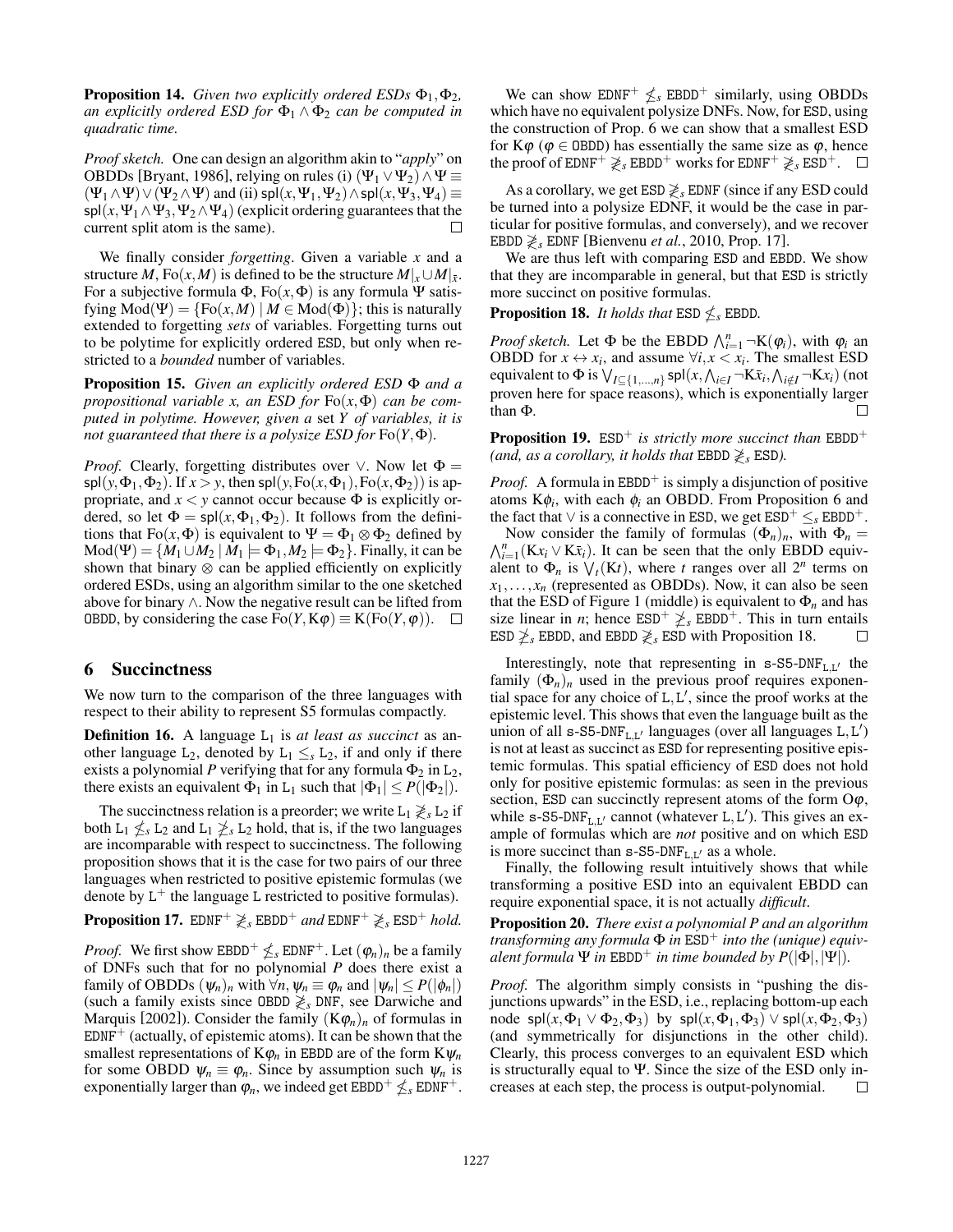**Proposition 14.** *Given two explicitly ordered ESDs $\Phi_1, \Phi_2$, an explicitly ordered ESD for $\Phi_1 \wedge \Phi_2$ can be computed in quadratic time.*

*Proof sketch.* One can design an algorithm akin to "*apply*" on OBDDs [Bryant, 1986], relying on rules (i) $(\Psi_1 \vee \Psi_2) \wedge \Psi \equiv (\Psi_1 \wedge \Psi) \vee (\Psi_2 \wedge \Psi)$ and (ii) $\mathsf{spl}(x, \Psi_1, \Psi_2) \wedge \mathsf{spl}(x, \Psi_3, \Psi_4) \equiv \mathsf{spl}(x, \Psi_1 \wedge \Psi_3, \Psi_2 \wedge \Psi_4)$ (explicit ordering guarantees that the current split atom is the same). □

We finally consider *forgetting*. Given a variable $x$ and a structure $M$, $\mathrm{Fo}(x, M)$ is defined to be the structure $M|_x \cup M|_{\bar{x}}$. For a subjective formula $\Phi$, $\mathrm{Fo}(x, \Phi)$ is any formula $\Psi$ satisfying $\mathrm{Mod}(\Psi) = \{\mathrm{Fo}(x, M) \mid M \in \mathrm{Mod}(\Phi)\}$; this is naturally extended to forgetting *sets* of variables. Forgetting turns out to be polytime for explicitly ordered ESD, but only when restricted to a *bounded* number of variables.

**Proposition 15.** *Given an explicitly ordered ESD $\Phi$ and a propositional variable $x$, an ESD for $\mathrm{Fo}(x, \Phi)$ can be computed in polytime. However, given a* set *$Y$ of variables, it is not guaranteed that there is a polysize ESD for $\mathrm{Fo}(Y, \Phi)$.*

*Proof.* Clearly, forgetting distributes over $\vee$. Now let $\Phi = \mathsf{spl}(y, \Phi_1, \Phi_2)$. If $x > y$, then $\mathsf{spl}(y, \mathrm{Fo}(x, \Phi_1), \mathrm{Fo}(x, \Phi_2))$ is appropriate, and $x < y$ cannot occur because $\Phi$ is explicitly ordered, so let $\Phi = \mathsf{spl}(x, \Phi_1, \Phi_2)$. It follows from the definitions that $\mathrm{Fo}(x, \Phi)$ is equivalent to $\Psi = \Phi_1 \otimes \Phi_2$ defined by $\mathrm{Mod}(\Psi) = \{M_1 \cup M_2 \mid M_1 \models \Phi_1, M_2 \models \Phi_2\}$. Finally, it can be shown that binary $\otimes$ can be applied efficiently on explicitly ordered ESDs, using an algorithm similar to the one sketched above for binary $\wedge$. Now the negative result can be lifted from OBDD, by considering the case $\mathrm{Fo}(Y, \mathrm{K}\varphi) \equiv \mathrm{K}(\mathrm{Fo}(Y, \varphi))$. □

## 6 Succinctness

We now turn to the comparison of the three languages with respect to their ability to represent S5 formulas compactly.

**Definition 16.** A language $\mathrm{L}_1$ is *at least as succinct* as another language $\mathrm{L}_2$, denoted by $\mathrm{L}_1 \leq_s \mathrm{L}_2$, if and only if there exists a polynomial $P$ verifying that for any formula $\Phi_2$ in $\mathrm{L}_2$, there exists an equivalent $\Phi_1$ in $\mathrm{L}_1$ such that $|\Phi_1| \leq P(|\Phi_2|)$.

The succinctness relation is a preorder; we write $\mathrm{L}_1 \not\gtrless_s \mathrm{L}_2$ if both $\mathrm{L}_1 \not\leq_s \mathrm{L}_2$ and $\mathrm{L}_1 \not\geq_s \mathrm{L}_2$ hold, that is, if the two languages are incomparable with respect to succinctness. The following proposition shows that it is the case for two pairs of our three languages when restricted to positive epistemic formulas (we denote by $\mathrm{L}^+$ the language L restricted to positive formulas).

**Proposition 17.** $\mathrm{EDNF}^+ \not\gtrless_s \mathrm{EBDD}^+$ *and* $\mathrm{EDNF}^+ \not\gtrless_s \mathrm{ESD}^+$ *hold.*

*Proof.* We first show $\mathrm{EBDD}^+ \not\leq_s \mathrm{EDNF}^+$. Let $(\varphi_n)_n$ be a family of DNFs such that for no polynomial $P$ does there exist a family of OBDDs $(\psi_n)_n$ with $\forall n, \psi_n \equiv \varphi_n$ and $|\psi_n| \leq P(|\phi_n|)$ (such a family exists since $\mathrm{OBDD} \not\gtrless_s \mathrm{DNF}$, see Darwiche and Marquis [2002]). Consider the family $(\mathrm{K}\varphi_n)_n$ of formulas in $\mathrm{EDNF}^+$ (actually, of epistemic atoms). It can be shown that the smallest representations of $\mathrm{K}\varphi_n$ in EBDD are of the form $\mathrm{K}\psi_n$ for some OBDD $\psi_n \equiv \varphi_n$. Since by assumption such $\psi_n$ is exponentially larger than $\varphi_n$, we indeed get $\mathrm{EBDD}^+ \not\leq_s \mathrm{EDNF}^+$.

We can show $\mathrm{EDNF}^+ \not\leq_s \mathrm{EBDD}^+$ similarly, using OBDDs which have no equivalent polysize DNFs. Now, for ESD, using the construction of Prop. 6 we can show that a smallest ESD for $\mathrm{K}\varphi$ ($\varphi \in \mathrm{OBDD}$) has essentially the same size as $\varphi$, hence the proof of $\mathrm{EDNF}^+ \not\gtrless_s \mathrm{EBDD}^+$ works for $\mathrm{EDNF}^+ \not\gtrless_s \mathrm{ESD}^+$. □

As a corollary, we get $\mathrm{ESD} \not\gtrless_s \mathrm{EDNF}$ (since if any ESD could be turned into a polysize EDNF, it would be the case in particular for positive formulas, and conversely), and we recover $\mathrm{EBDD} \not\gtrless_s \mathrm{EDNF}$ [Bienvenu *et al.*, 2010, Prop. 17].

We are thus left with comparing ESD and EBDD. We show that they are incomparable in general, but that ESD is strictly more succinct on positive formulas.

**Proposition 18.** *It holds that* $\mathrm{ESD} \not\leq_s \mathrm{EBDD}$.

*Proof sketch.* Let $\Phi$ be the EBDD $\bigwedge_{i=1}^n \neg\mathrm{K}(\varphi_i)$, with $\varphi_i$ an OBDD for $x \leftrightarrow x_i$, and assume $\forall i, x < x_i$. The smallest ESD equivalent to $\Phi$ is $\bigvee_{I \subseteq \{1,\ldots,n\}} \mathsf{spl}(x, \bigwedge_{i \in I} \neg\mathrm{K}\bar{x}_i, \bigwedge_{i \notin I} \neg\mathrm{K}x_i)$ (not proven here for space reasons), which is exponentially larger than $\Phi$. □

**Proposition 19.** $\mathrm{ESD}^+$ *is strictly more succinct than* $\mathrm{EBDD}^+$ *(and, as a corollary, it holds that* $\mathrm{EBDD} \not\gtrless_s \mathrm{ESD}$*).*

*Proof.* A formula in $\mathrm{EBDD}^+$ is simply a disjunction of positive atoms $\mathrm{K}\phi_i$, with each $\phi_i$ an OBDD. From Proposition 6 and the fact that $\vee$ is a connective in ESD, we get $\mathrm{ESD}^+ \leq_s \mathrm{EBDD}^+$.

Now consider the family of formulas $(\Phi_n)_n$, with $\Phi_n = \bigwedge_{i=1}^n (\mathrm{K}x_i \vee \mathrm{K}\bar{x}_i)$. It can be seen that the only EBDD equivalent to $\Phi_n$ is $\bigvee_t (\mathrm{K}t)$, where $t$ ranges over all $2^n$ terms on $x_1, \ldots, x_n$ (represented as OBDDs). Now, it can also be seen that the ESD of Figure 1 (middle) is equivalent to $\Phi_n$ and has size linear in $n$; hence $\mathrm{ESD}^+ \not\geq_s \mathrm{EBDD}^+$. This in turn entails $\mathrm{ESD} \not\geq_s \mathrm{EBDD}$, and $\mathrm{EBDD} \not\gtrless_s \mathrm{ESD}$ with Proposition 18. □

Interestingly, note that representing in $\text{s-S5-DNF}_{\mathrm{L},\mathrm{L}'}$ the family $(\Phi_n)_n$ used in the previous proof requires exponential space for any choice of $\mathrm{L}, \mathrm{L}'$, since the proof works at the epistemic level. This shows that even the language built as the union of all $\text{s-S5-DNF}_{\mathrm{L},\mathrm{L}'}$ languages (over all languages $\mathrm{L}, \mathrm{L}'$) is not at least as succinct as ESD for representing positive epistemic formulas. This spatial efficiency of ESD does not hold only for positive epistemic formulas: as seen in the previous section, ESD can succinctly represent atoms of the form $\mathrm{O}\varphi$, while $\text{s-S5-DNF}_{\mathrm{L},\mathrm{L}'}$ cannot (whatever $\mathrm{L}, \mathrm{L}'$). This gives an example of formulas which are *not* positive and on which ESD is more succinct than $\text{s-S5-DNF}_{\mathrm{L},\mathrm{L}'}$ as a whole.

Finally, the following result intuitively shows that while transforming a positive ESD into an equivalent EBDD can require exponential space, it is not actually *difficult*.

**Proposition 20.** *There exist a polynomial $P$ and an algorithm transforming any formula $\Phi$ in $\mathrm{ESD}^+$ into the (unique) equivalent formula $\Psi$ in $\mathrm{EBDD}^+$ in time bounded by $P(|\Phi|, |\Psi|)$.*

*Proof.* The algorithm simply consists in "pushing the disjunctions upwards" in the ESD, i.e., replacing bottom-up each node $\mathsf{spl}(x, \Phi_1 \vee \Phi_2, \Phi_3)$ by $\mathsf{spl}(x, \Phi_1, \Phi_3) \vee \mathsf{spl}(x, \Phi_2, \Phi_3)$ (and symmetrically for disjunctions in the other child). Clearly, this process converges to an equivalent ESD which is structurally equal to $\Psi$. Since the size of the ESD only increases at each step, the process is output-polynomial. □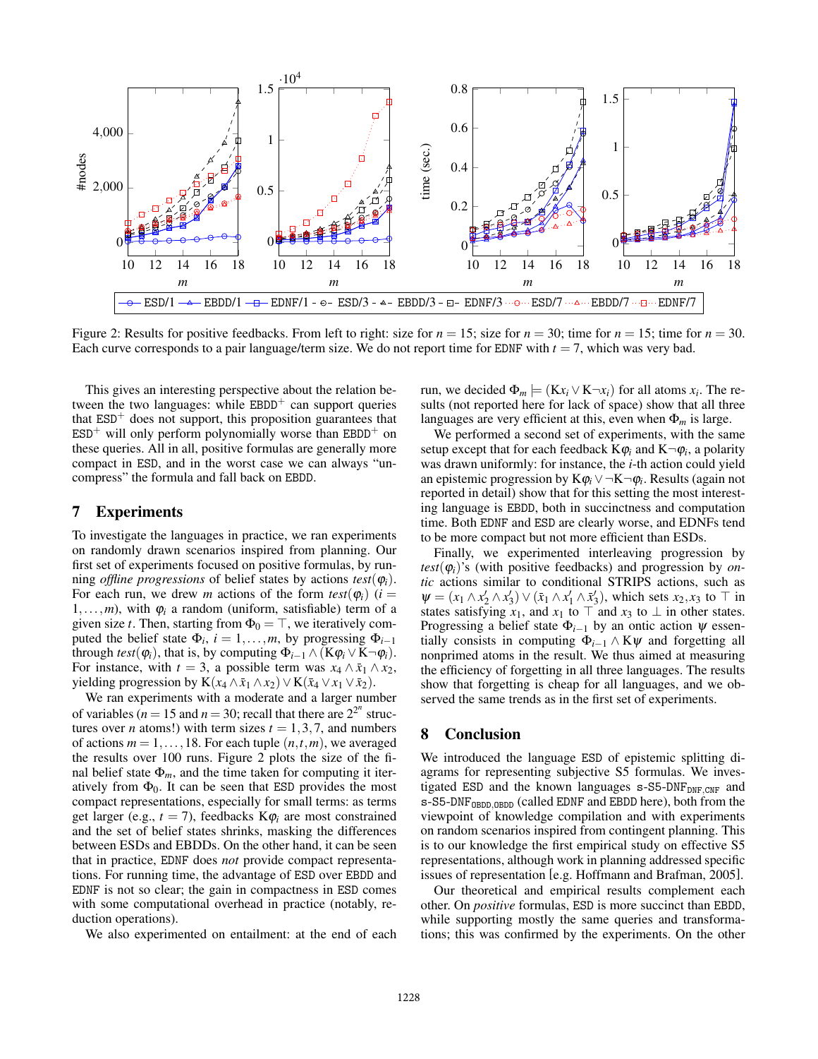Figure 2: Results for positive feedbacks. From left to right: size for $n = 15$; size for $n = 30$; time for $n = 15$; time for $n = 30$. Each curve corresponds to a pair language/term size. We do not report time for EDNF with $t = 7$, which was very bad.

This gives an interesting perspective about the relation between the two languages: while EBDD$^+$ can support queries that ESD$^+$ does not support, this proposition guarantees that ESD$^+$ will only perform polynomially worse than EBDD$^+$ on these queries. All in all, positive formulas are generally more compact in ESD, and in the worst case we can always "uncompress" the formula and fall back on EBDD.

## 7 Experiments

To investigate the languages in practice, we ran experiments on randomly drawn scenarios inspired from planning. Our first set of experiments focused on positive formulas, by running *offline progressions* of belief states by actions *test*($\varphi_i$). For each run, we drew $m$ actions of the form *test*($\varphi_i$) ($i = 1,\dots,m$), with $\varphi_i$ a random (uniform, satisfiable) term of a given size $t$. Then, starting from $\Phi_0 = \top$, we iteratively computed the belief state $\Phi_i$, $i = 1,\dots,m$, by progressing $\Phi_{i-1}$ through *test*($\varphi_i$), that is, by computing $\Phi_{i-1} \wedge (\mathrm{K}\varphi_i \vee \mathrm{K}\neg\varphi_i)$. For instance, with $t = 3$, a possible term was $x_4 \wedge \bar{x}_1 \wedge x_2$, yielding progression by $\mathrm{K}(x_4 \wedge \bar{x}_1 \wedge x_2) \vee \mathrm{K}(\bar{x}_4 \vee x_1 \vee \bar{x}_2)$.

We ran experiments with a moderate and a larger number of variables ($n = 15$ and $n = 30$; recall that there are $2^{2^n}$ structures over $n$ atoms!) with term sizes $t = 1,3,7$, and numbers of actions $m = 1,\dots,18$. For each tuple $(n,t,m)$, we averaged the results over 100 runs. Figure 2 plots the size of the final belief state $\Phi_m$, and the time taken for computing it iteratively from $\Phi_0$. It can be seen that ESD provides the most compact representations, especially for small terms: as terms get larger (e.g., $t = 7$), feedbacks $\mathrm{K}\varphi_i$ are most constrained and the set of belief states shrinks, masking the differences between ESDs and EBDDs. On the other hand, it can be seen that in practice, EDNF does *not* provide compact representations. For running time, the advantage of ESD over EBDD and EDNF is not so clear; the gain in compactness in ESD comes with some computational overhead in practice (notably, reduction operations).

We also experimented on entailment: at the end of each run, we decided $\Phi_m \models (\mathrm{K}x_i \vee \mathrm{K}\neg x_i)$ for all atoms $x_i$. The results (not reported here for lack of space) show that all three languages are very efficient at this, even when $\Phi_m$ is large.

We performed a second set of experiments, with the same setup except that for each feedback $\mathrm{K}\varphi_i$ and $\mathrm{K}\neg\varphi_i$, a polarity was drawn uniformly: for instance, the $i$-th action could yield an epistemic progression by $\mathrm{K}\varphi_i \vee \neg\mathrm{K}\neg\varphi_i$. Results (again not reported in detail) show that for this setting the most interesting language is EBDD, both in succinctness and computation time. Both EDNF and ESD are clearly worse, and EDNFs tend to be more compact but not more efficient than ESDs.

Finally, we experimented interleaving progression by *test*($\varphi_i$)'s (with positive feedbacks) and progression by *ontic* actions similar to conditional STRIPS actions, such as $\psi = (x_1 \wedge x_2' \wedge x_3') \vee (\bar{x}_1 \wedge x_1' \wedge \bar{x}_3')$, which sets $x_2, x_3$ to $\top$ in states satisfying $x_1$, and $x_1$ to $\top$ and $x_3$ to $\perp$ in other states. Progressing a belief state $\Phi_{i-1}$ by an ontic action $\psi$ essentially consists in computing $\Phi_{i-1} \wedge \mathrm{K}\psi$ and forgetting all nonprimed atoms in the result. We thus aimed at measuring the efficiency of forgetting in all three languages. The results show that forgetting is cheap for all languages, and we observed the same trends as in the first set of experiments.

## 8 Conclusion

We introduced the language ESD of epistemic splitting diagrams for representing subjective S5 formulas. We investigated ESD and the known languages s-S5-DNF$_{\text{DNF,CNF}}$ and s-S5-DNF$_{\text{OBDD,OBDD}}$ (called EDNF and EBDD here), both from the viewpoint of knowledge compilation and with experiments on random scenarios inspired from contingent planning. This is to our knowledge the first empirical study on effective S5 representations, although work in planning addressed specific issues of representation [e.g. Hoffmann and Brafman, 2005].

Our theoretical and empirical results complement each other. On *positive* formulas, ESD is more succinct than EBDD, while supporting mostly the same queries and transformations; this was confirmed by the experiments. On the other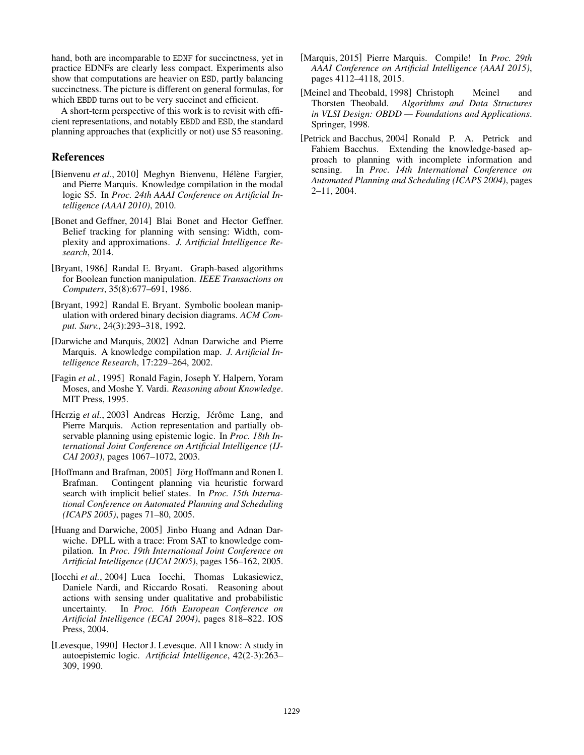hand, both are incomparable to EDNF for succinctness, yet in practice EDNFs are clearly less compact. Experiments also show that computations are heavier on ESD, partly balancing succinctness. The picture is different on general formulas, for which EBDD turns out to be very succinct and efficient.

A short-term perspective of this work is to revisit with efficient representations, and notably EBDD and ESD, the standard planning approaches that (explicitly or not) use S5 reasoning.

## References

[Bienvenu *et al.*, 2010] Meghyn Bienvenu, Hélène Fargier, and Pierre Marquis. Knowledge compilation in the modal logic S5. In *Proc. 24th AAAI Conference on Artificial Intelligence (AAAI 2010)*, 2010.

[Bonet and Geffner, 2014] Blai Bonet and Hector Geffner. Belief tracking for planning with sensing: Width, complexity and approximations. *J. Artificial Intelligence Research*, 2014.

[Bryant, 1986] Randal E. Bryant. Graph-based algorithms for Boolean function manipulation. *IEEE Transactions on Computers*, 35(8):677–691, 1986.

[Bryant, 1992] Randal E. Bryant. Symbolic boolean manipulation with ordered binary decision diagrams. *ACM Comput. Surv.*, 24(3):293–318, 1992.

[Darwiche and Marquis, 2002] Adnan Darwiche and Pierre Marquis. A knowledge compilation map. *J. Artificial Intelligence Research*, 17:229–264, 2002.

[Fagin *et al.*, 1995] Ronald Fagin, Joseph Y. Halpern, Yoram Moses, and Moshe Y. Vardi. *Reasoning about Knowledge*. MIT Press, 1995.

[Herzig *et al.*, 2003] Andreas Herzig, Jérôme Lang, and Pierre Marquis. Action representation and partially observable planning using epistemic logic. In *Proc. 18th International Joint Conference on Artificial Intelligence (IJCAI 2003)*, pages 1067–1072, 2003.

[Hoffmann and Brafman, 2005] Jörg Hoffmann and Ronen I. Brafman. Contingent planning via heuristic forward search with implicit belief states. In *Proc. 15th International Conference on Automated Planning and Scheduling (ICAPS 2005)*, pages 71–80, 2005.

[Huang and Darwiche, 2005] Jinbo Huang and Adnan Darwiche. DPLL with a trace: From SAT to knowledge compilation. In *Proc. 19th International Joint Conference on Artificial Intelligence (IJCAI 2005)*, pages 156–162, 2005.

[Iocchi *et al.*, 2004] Luca Iocchi, Thomas Lukasiewicz, Daniele Nardi, and Riccardo Rosati. Reasoning about actions with sensing under qualitative and probabilistic uncertainty. In *Proc. 16th European Conference on Artificial Intelligence (ECAI 2004)*, pages 818–822. IOS Press, 2004.

[Levesque, 1990] Hector J. Levesque. All I know: A study in autoepistemic logic. *Artificial Intelligence*, 42(2-3):263–309, 1990.

[Marquis, 2015] Pierre Marquis. Compile! In *Proc. 29th AAAI Conference on Artificial Intelligence (AAAI 2015)*, pages 4112–4118, 2015.

[Meinel and Theobald, 1998] Christoph Meinel and Thorsten Theobald. *Algorithms and Data Structures in VLSI Design: OBDD — Foundations and Applications*. Springer, 1998.

[Petrick and Bacchus, 2004] Ronald P. A. Petrick and Fahiem Bacchus. Extending the knowledge-based approach to planning with incomplete information and sensing. In *Proc. 14th International Conference on Automated Planning and Scheduling (ICAPS 2004)*, pages 2–11, 2004.